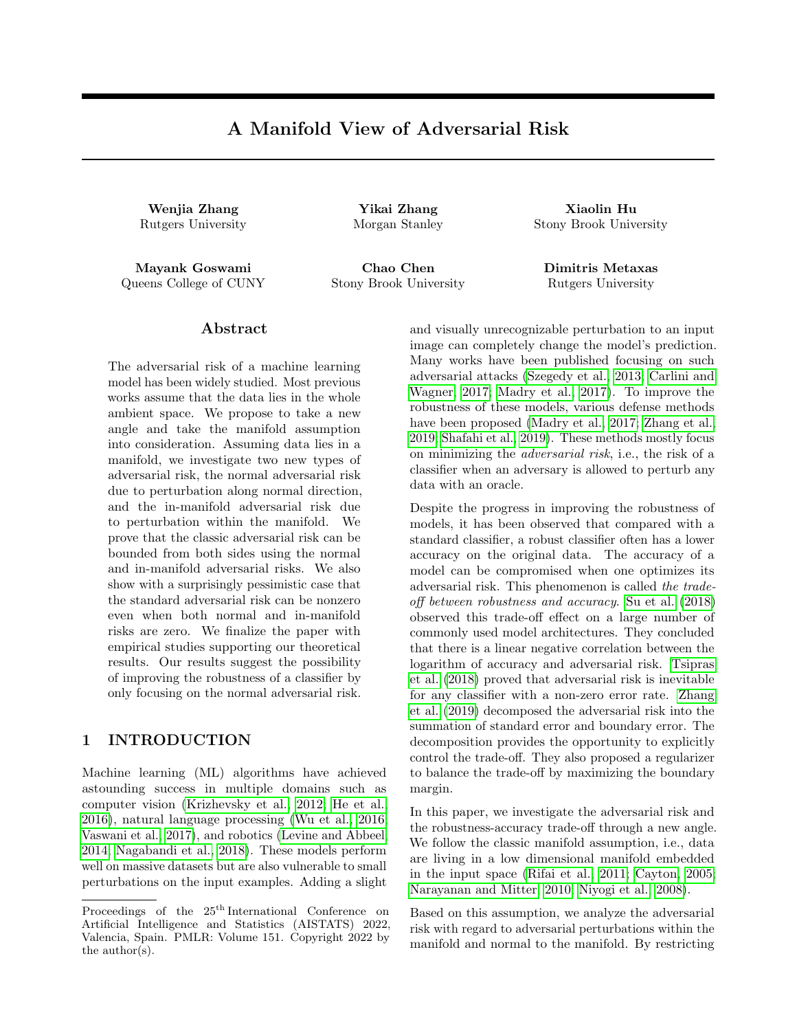# A Manifold View of Adversarial Risk

**Wenjia Zhang**
Rutgers University

**Yikai Zhang**
Morgan Stanley

**Xiaolin Hu**
Stony Brook University

**Mayank Goswami**
Queens College of CUNY

**Chao Chen**
Stony Brook University

**Dimitris Metaxas**
Rutgers University

## Abstract

The adversarial risk of a machine learning model has been widely studied. Most previous works assume that the data lies in the whole ambient space. We propose to take a new angle and take the manifold assumption into consideration. Assuming data lies in a manifold, we investigate two new types of adversarial risk, the normal adversarial risk due to perturbation along normal direction, and the in-manifold adversarial risk due to perturbation within the manifold. We prove that the classic adversarial risk can be bounded from both sides using the normal and in-manifold adversarial risks. We also show with a surprisingly pessimistic case that the standard adversarial risk can be nonzero even when both normal and in-manifold risks are zero. We finalize the paper with empirical studies supporting our theoretical results. Our results suggest the possibility of improving the robustness of a classifier by only focusing on the normal adversarial risk.

## 1 INTRODUCTION

Machine learning (ML) algorithms have achieved astounding success in multiple domains such as computer vision (Krizhevsky et al., 2012; He et al., 2016), natural language processing (Wu et al., 2016; Vaswani et al., 2017), and robotics (Levine and Abbeel, 2014; Nagabandi et al., 2018). These models perform well on massive datasets but are also vulnerable to small perturbations on the input examples. Adding a slight and visually unrecognizable perturbation to an input image can completely change the model's prediction. Many works have been published focusing on such adversarial attacks (Szegedy et al., 2013; Carlini and Wagner, 2017; Madry et al., 2017). To improve the robustness of these models, various defense methods have been proposed (Madry et al., 2017; Zhang et al., 2019; Shafahi et al., 2019). These methods mostly focus on minimizing the *adversarial risk*, i.e., the risk of a classifier when an adversary is allowed to perturb any data with an oracle.

Despite the progress in improving the robustness of models, it has been observed that compared with a standard classifier, a robust classifier often has a lower accuracy on the original data. The accuracy of a model can be compromised when one optimizes its adversarial risk. This phenomenon is called *the trade-off between robustness and accuracy*. Su et al. (2018) observed this trade-off effect on a large number of commonly used model architectures. They concluded that there is a linear negative correlation between the logarithm of accuracy and adversarial risk. Tsipras et al. (2018) proved that adversarial risk is inevitable for any classifier with a non-zero error rate. Zhang et al. (2019) decomposed the adversarial risk into the summation of standard error and boundary error. The decomposition provides the opportunity to explicitly control the trade-off. They also proposed a regularizer to balance the trade-off by maximizing the boundary margin.

In this paper, we investigate the adversarial risk and the robustness-accuracy trade-off through a new angle. We follow the classic manifold assumption, i.e., data are living in a low dimensional manifold embedded in the input space (Rifai et al., 2011; Cayton, 2005; Narayanan and Mitter, 2010; Niyogi et al., 2008).

Based on this assumption, we analyze the adversarial risk with regard to adversarial perturbations within the manifold and normal to the manifold. By restricting

Proceedings of the 25[th] International Conference on Artificial Intelligence and Statistics (AISTATS) 2022, Valencia, Spain. PMLR: Volume 151. Copyright 2022 by the author(s).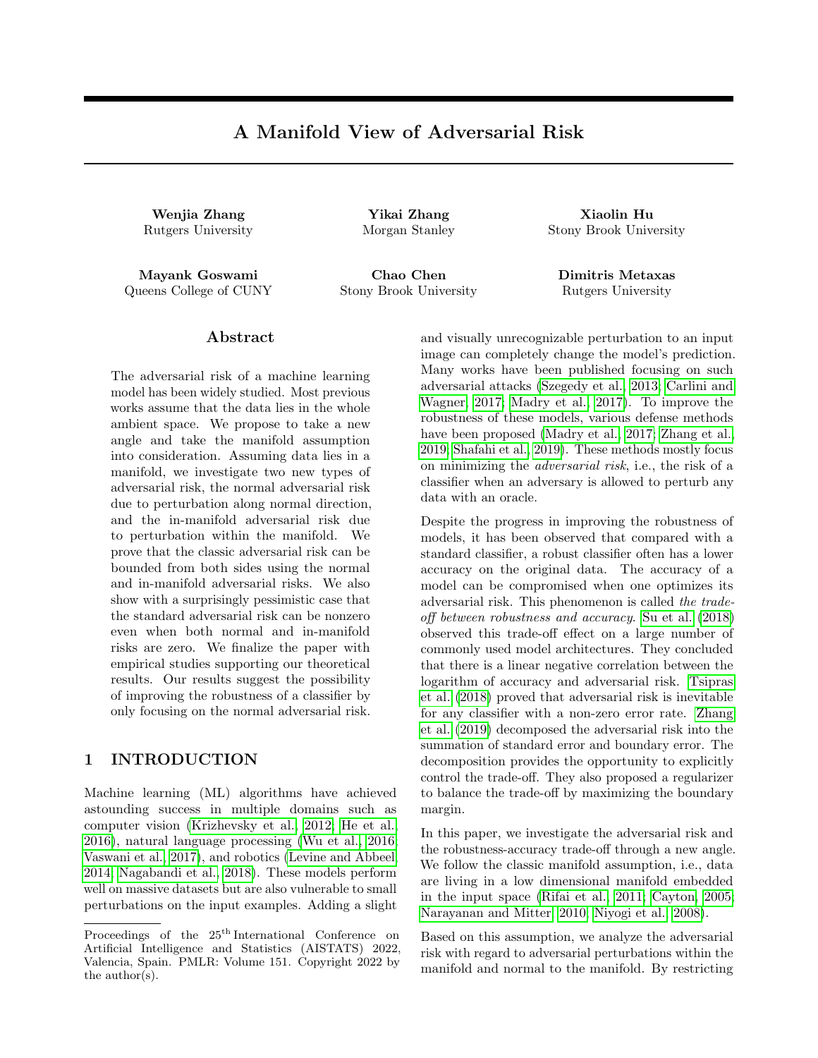# A Manifold View of Adversarial Risk

**Wenjia Zhang**
Rutgers University

**Yikai Zhang**
Morgan Stanley

**Xiaolin Hu**
Stony Brook University

**Mayank Goswami**
Queens College of CUNY

**Chao Chen**
Stony Brook University

**Dimitris Metaxas**
Rutgers University

## Abstract

The adversarial risk of a machine learning model has been widely studied. Most previous works assume that the data lies in the whole ambient space. We propose to take a new angle and take the manifold assumption into consideration. Assuming data lies in a manifold, we investigate two new types of adversarial risk, the normal adversarial risk due to perturbation along normal direction, and the in-manifold adversarial risk due to perturbation within the manifold. We prove that the classic adversarial risk can be bounded from both sides using the normal and in-manifold adversarial risks. We also show with a surprisingly pessimistic case that the standard adversarial risk can be nonzero even when both normal and in-manifold risks are zero. We finalize the paper with empirical studies supporting our theoretical results. Our results suggest the possibility of improving the robustness of a classifier by only focusing on the normal adversarial risk.

## 1 INTRODUCTION

Machine learning (ML) algorithms have achieved astounding success in multiple domains such as computer vision (Krizhevsky et al., 2012; He et al., 2016), natural language processing (Wu et al., 2016; Vaswani et al., 2017), and robotics (Levine and Abbeel, 2014; Nagabandi et al., 2018). These models perform well on massive datasets but are also vulnerable to small perturbations on the input examples. Adding a slight and visually unrecognizable perturbation to an input image can completely change the model's prediction. Many works have been published focusing on such adversarial attacks (Szegedy et al., 2013; Carlini and Wagner, 2017; Madry et al., 2017). To improve the robustness of these models, various defense methods have been proposed (Madry et al., 2017; Zhang et al., 2019; Shafahi et al., 2019). These methods mostly focus on minimizing the *adversarial risk*, i.e., the risk of a classifier when an adversary is allowed to perturb any data with an oracle.

Despite the progress in improving the robustness of models, it has been observed that compared with a standard classifier, a robust classifier often has a lower accuracy on the original data. The accuracy of a model can be compromised when one optimizes its adversarial risk. This phenomenon is called *the trade-off between robustness and accuracy*. Su et al. (2018) observed this trade-off effect on a large number of commonly used model architectures. They concluded that there is a linear negative correlation between the logarithm of accuracy and adversarial risk. Tsipras et al. (2018) proved that adversarial risk is inevitable for any classifier with a non-zero error rate. Zhang et al. (2019) decomposed the adversarial risk into the summation of standard error and boundary error. The decomposition provides the opportunity to explicitly control the trade-off. They also proposed a regularizer to balance the trade-off by maximizing the boundary margin.

In this paper, we investigate the adversarial risk and the robustness-accuracy trade-off through a new angle. We follow the classic manifold assumption, i.e., data are living in a low dimensional manifold embedded in the input space (Rifai et al., 2011; Cayton, 2005; Narayanan and Mitter, 2010; Niyogi et al., 2008).

Based on this assumption, we analyze the adversarial risk with regard to adversarial perturbations within the manifold and normal to the manifold. By restricting

Proceedings of the 25[th] International Conference on Artificial Intelligence and Statistics (AISTATS) 2022, Valencia, Spain. PMLR: Volume 151. Copyright 2022 by the author(s).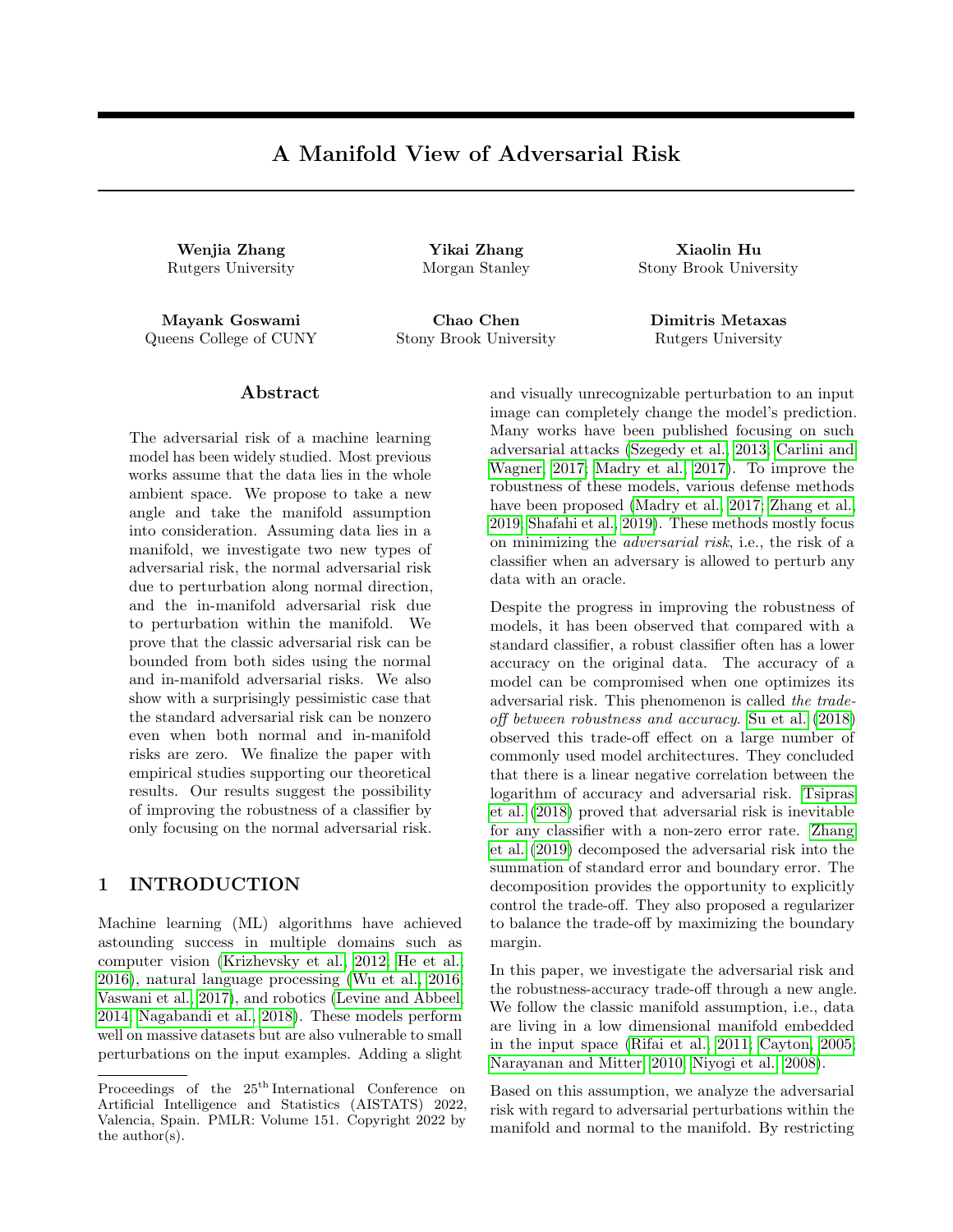# A Manifold View of Adversarial Risk

**Wenjia Zhang**
Rutgers University

**Yikai Zhang**
Morgan Stanley

**Xiaolin Hu**
Stony Brook University

**Mayank Goswami**
Queens College of CUNY

**Chao Chen**
Stony Brook University

**Dimitris Metaxas**
Rutgers University

## Abstract

The adversarial risk of a machine learning model has been widely studied. Most previous works assume that the data lies in the whole ambient space. We propose to take a new angle and take the manifold assumption into consideration. Assuming data lies in a manifold, we investigate two new types of adversarial risk, the normal adversarial risk due to perturbation along normal direction, and the in-manifold adversarial risk due to perturbation within the manifold. We prove that the classic adversarial risk can be bounded from both sides using the normal and in-manifold adversarial risks. We also show with a surprisingly pessimistic case that the standard adversarial risk can be nonzero even when both normal and in-manifold risks are zero. We finalize the paper with empirical studies supporting our theoretical results. Our results suggest the possibility of improving the robustness of a classifier by only focusing on the normal adversarial risk.

## 1 INTRODUCTION

Machine learning (ML) algorithms have achieved astounding success in multiple domains such as computer vision (Krizhevsky et al., 2012; He et al., 2016), natural language processing (Wu et al., 2016; Vaswani et al., 2017), and robotics (Levine and Abbeel, 2014; Nagabandi et al., 2018). These models perform well on massive datasets but are also vulnerable to small perturbations on the input examples. Adding a slight and visually unrecognizable perturbation to an input image can completely change the model's prediction. Many works have been published focusing on such adversarial attacks (Szegedy et al., 2013; Carlini and Wagner, 2017; Madry et al., 2017). To improve the robustness of these models, various defense methods have been proposed (Madry et al., 2017; Zhang et al., 2019; Shafahi et al., 2019). These methods mostly focus on minimizing the *adversarial risk*, i.e., the risk of a classifier when an adversary is allowed to perturb any data with an oracle.

Despite the progress in improving the robustness of models, it has been observed that compared with a standard classifier, a robust classifier often has a lower accuracy on the original data. The accuracy of a model can be compromised when one optimizes its adversarial risk. This phenomenon is called *the trade-off between robustness and accuracy*. Su et al. (2018) observed this trade-off effect on a large number of commonly used model architectures. They concluded that there is a linear negative correlation between the logarithm of accuracy and adversarial risk. Tsipras et al. (2018) proved that adversarial risk is inevitable for any classifier with a non-zero error rate. Zhang et al. (2019) decomposed the adversarial risk into the summation of standard error and boundary error. The decomposition provides the opportunity to explicitly control the trade-off. They also proposed a regularizer to balance the trade-off by maximizing the boundary margin.

In this paper, we investigate the adversarial risk and the robustness-accuracy trade-off through a new angle. We follow the classic manifold assumption, i.e., data are living in a low dimensional manifold embedded in the input space (Rifai et al., 2011; Cayton, 2005; Narayanan and Mitter, 2010; Niyogi et al., 2008).

Based on this assumption, we analyze the adversarial risk with regard to adversarial perturbations within the manifold and normal to the manifold. By restricting

Proceedings of the 25[th] International Conference on Artificial Intelligence and Statistics (AISTATS) 2022, Valencia, Spain. PMLR: Volume 151. Copyright 2022 by the author(s).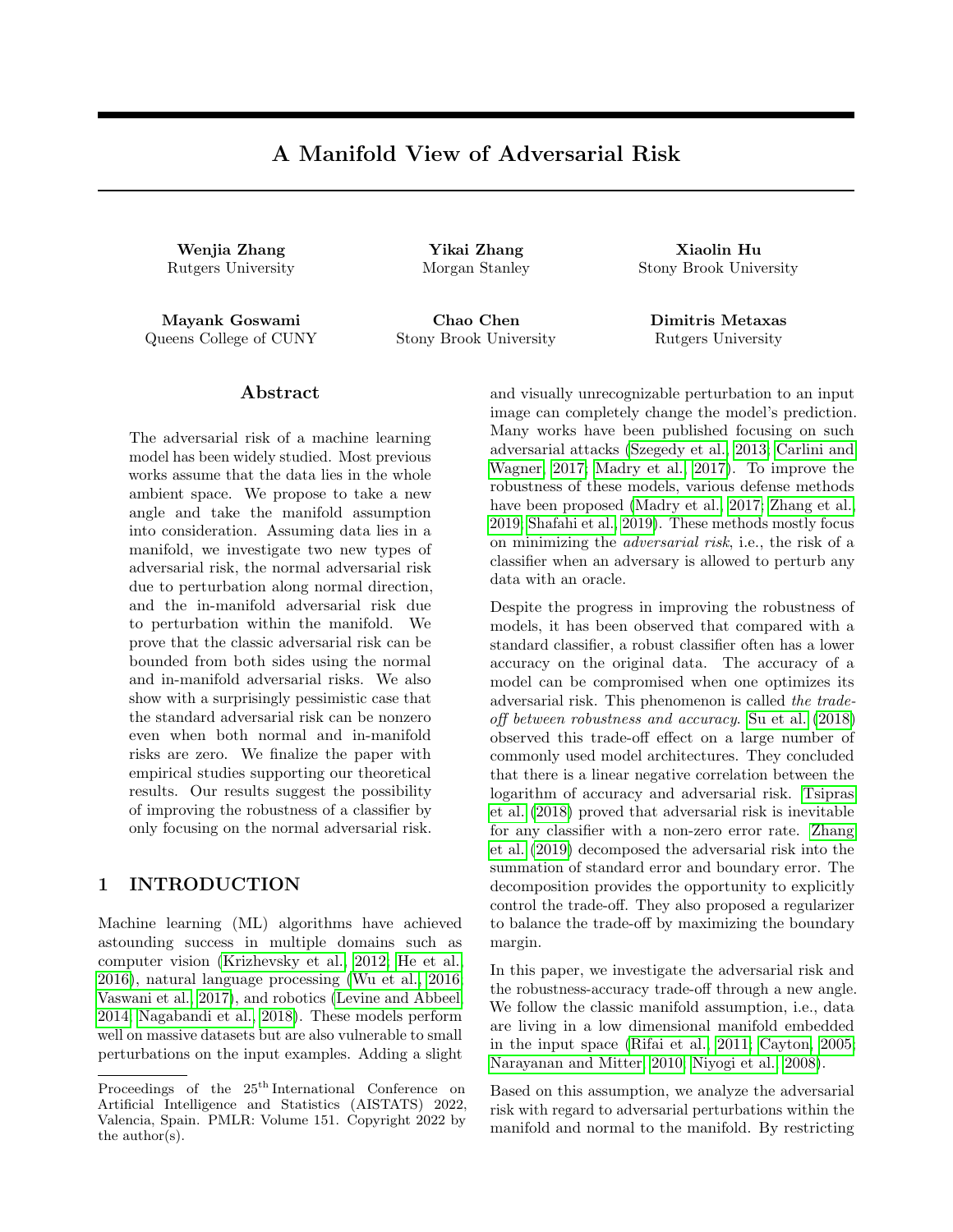# A Manifold View of Adversarial Risk

**Wenjia Zhang**
Rutgers University

**Yikai Zhang**
Morgan Stanley

**Xiaolin Hu**
Stony Brook University

**Mayank Goswami**
Queens College of CUNY

**Chao Chen**
Stony Brook University

**Dimitris Metaxas**
Rutgers University

## Abstract

The adversarial risk of a machine learning model has been widely studied. Most previous works assume that the data lies in the whole ambient space. We propose to take a new angle and take the manifold assumption into consideration. Assuming data lies in a manifold, we investigate two new types of adversarial risk, the normal adversarial risk due to perturbation along normal direction, and the in-manifold adversarial risk due to perturbation within the manifold. We prove that the classic adversarial risk can be bounded from both sides using the normal and in-manifold adversarial risks. We also show with a surprisingly pessimistic case that the standard adversarial risk can be nonzero even when both normal and in-manifold risks are zero. We finalize the paper with empirical studies supporting our theoretical results. Our results suggest the possibility of improving the robustness of a classifier by only focusing on the normal adversarial risk.

## 1 INTRODUCTION

Machine learning (ML) algorithms have achieved astounding success in multiple domains such as computer vision (Krizhevsky et al., 2012; He et al., 2016), natural language processing (Wu et al., 2016; Vaswani et al., 2017), and robotics (Levine and Abbeel, 2014; Nagabandi et al., 2018). These models perform well on massive datasets but are also vulnerable to small perturbations on the input examples. Adding a slight and visually unrecognizable perturbation to an input image can completely change the model's prediction. Many works have been published focusing on such adversarial attacks (Szegedy et al., 2013; Carlini and Wagner, 2017; Madry et al., 2017). To improve the robustness of these models, various defense methods have been proposed (Madry et al., 2017; Zhang et al., 2019; Shafahi et al., 2019). These methods mostly focus on minimizing the *adversarial risk*, i.e., the risk of a classifier when an adversary is allowed to perturb any data with an oracle.

Despite the progress in improving the robustness of models, it has been observed that compared with a standard classifier, a robust classifier often has a lower accuracy on the original data. The accuracy of a model can be compromised when one optimizes its adversarial risk. This phenomenon is called *the trade-off between robustness and accuracy*. Su et al. (2018) observed this trade-off effect on a large number of commonly used model architectures. They concluded that there is a linear negative correlation between the logarithm of accuracy and adversarial risk. Tsipras et al. (2018) proved that adversarial risk is inevitable for any classifier with a non-zero error rate. Zhang et al. (2019) decomposed the adversarial risk into the summation of standard error and boundary error. The decomposition provides the opportunity to explicitly control the trade-off. They also proposed a regularizer to balance the trade-off by maximizing the boundary margin.

In this paper, we investigate the adversarial risk and the robustness-accuracy trade-off through a new angle. We follow the classic manifold assumption, i.e., data are living in a low dimensional manifold embedded in the input space (Rifai et al., 2011; Cayton, 2005; Narayanan and Mitter, 2010; Niyogi et al., 2008).

Based on this assumption, we analyze the adversarial risk with regard to adversarial perturbations within the manifold and normal to the manifold. By restricting

Proceedings of the 25[th] International Conference on Artificial Intelligence and Statistics (AISTATS) 2022, Valencia, Spain. PMLR: Volume 151. Copyright 2022 by the author(s).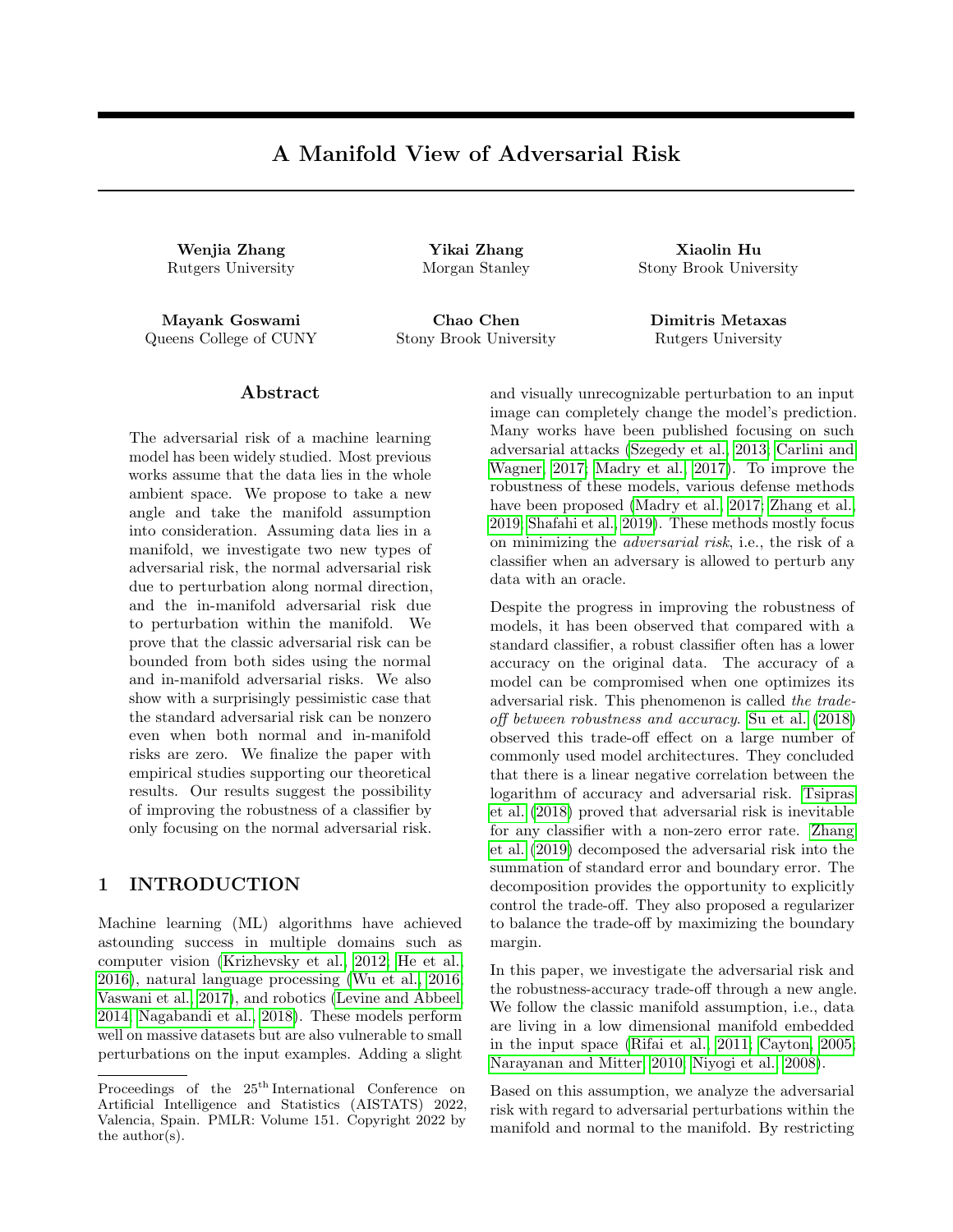# A Manifold View of Adversarial Risk

**Wenjia Zhang**  
Rutgers University

**Yikai Zhang**  
Morgan Stanley

**Xiaolin Hu**  
Stony Brook University

**Mayank Goswami**  
Queens College of CUNY

**Chao Chen**  
Stony Brook University

**Dimitris Metaxas**  
Rutgers University

## Abstract

The adversarial risk of a machine learning model has been widely studied. Most previous works assume that the data lies in the whole ambient space. We propose to take a new angle and take the manifold assumption into consideration. Assuming data lies in a manifold, we investigate two new types of adversarial risk, the normal adversarial risk due to perturbation along normal direction, and the in-manifold adversarial risk due to perturbation within the manifold. We prove that the classic adversarial risk can be bounded from both sides using the normal and in-manifold adversarial risks. We also show with a surprisingly pessimistic case that the standard adversarial risk can be nonzero even when both normal and in-manifold risks are zero. We finalize the paper with empirical studies supporting our theoretical results. Our results suggest the possibility of improving the robustness of a classifier by only focusing on the normal adversarial risk.

## 1 INTRODUCTION

Machine learning (ML) algorithms have achieved astounding success in multiple domains such as computer vision (Krizhevsky et al., 2012; He et al., 2016), natural language processing (Wu et al., 2016; Vaswani et al., 2017), and robotics (Levine and Abbeel, 2014; Nagabandi et al., 2018). These models perform well on massive datasets but are also vulnerable to small perturbations on the input examples. Adding a slight and visually unrecognizable perturbation to an input image can completely change the model's prediction. Many works have been published focusing on such adversarial attacks (Szegedy et al., 2013; Carlini and Wagner, 2017; Madry et al., 2017). To improve the robustness of these models, various defense methods have been proposed (Madry et al., 2017; Zhang et al., 2019; Shafahi et al., 2019). These methods mostly focus on minimizing the *adversarial risk*, i.e., the risk of a classifier when an adversary is allowed to perturb any data with an oracle.

Despite the progress in improving the robustness of models, it has been observed that compared with a standard classifier, a robust classifier often has a lower accuracy on the original data. The accuracy of a model can be compromised when one optimizes its adversarial risk. This phenomenon is called *the trade-off between robustness and accuracy*. Su et al. (2018) observed this trade-off effect on a large number of commonly used model architectures. They concluded that there is a linear negative correlation between the logarithm of accuracy and adversarial risk. Tsipras et al. (2018) proved that adversarial risk is inevitable for any classifier with a non-zero error rate. Zhang et al. (2019) decomposed the adversarial risk into the summation of standard error and boundary error. The decomposition provides the opportunity to explicitly control the trade-off. They also proposed a regularizer to balance the trade-off by maximizing the boundary margin.

In this paper, we investigate the adversarial risk and the robustness-accuracy trade-off through a new angle. We follow the classic manifold assumption, i.e., data are living in a low dimensional manifold embedded in the input space (Rifai et al., 2011; Cayton, 2005; Narayanan and Mitter, 2010; Niyogi et al., 2008).

Based on this assumption, we analyze the adversarial risk with regard to adversarial perturbations within the manifold and normal to the manifold. By restricting

Proceedings of the 25[th] International Conference on Artificial Intelligence and Statistics (AISTATS) 2022, Valencia, Spain. PMLR: Volume 151. Copyright 2022 by the author(s).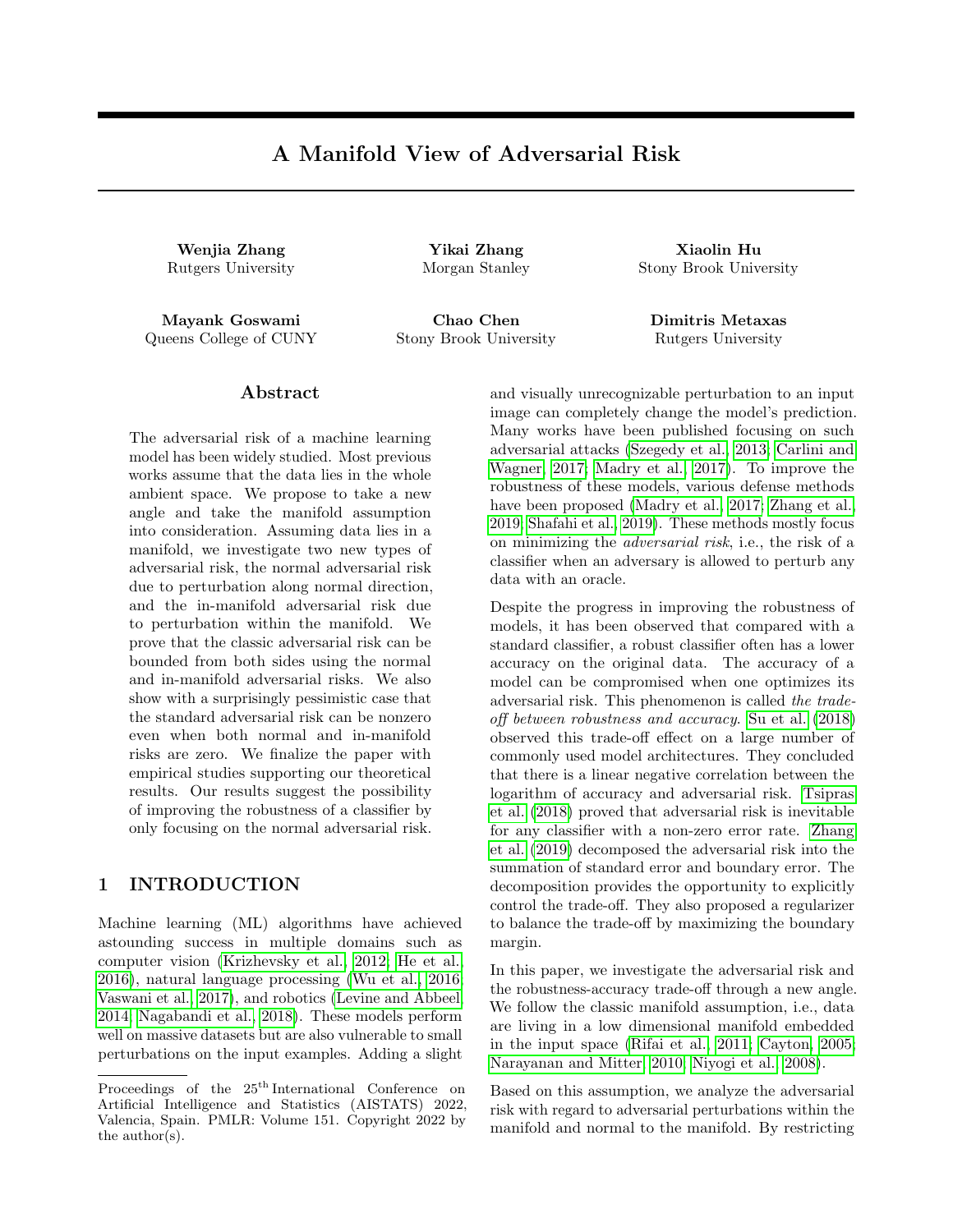# A Manifold View of Adversarial Risk

**Wenjia Zhang**
Rutgers University

**Yikai Zhang**
Morgan Stanley

**Xiaolin Hu**
Stony Brook University

**Mayank Goswami**
Queens College of CUNY

**Chao Chen**
Stony Brook University

**Dimitris Metaxas**
Rutgers University

## Abstract

The adversarial risk of a machine learning model has been widely studied. Most previous works assume that the data lies in the whole ambient space. We propose to take a new angle and take the manifold assumption into consideration. Assuming data lies in a manifold, we investigate two new types of adversarial risk, the normal adversarial risk due to perturbation along normal direction, and the in-manifold adversarial risk due to perturbation within the manifold. We prove that the classic adversarial risk can be bounded from both sides using the normal and in-manifold adversarial risks. We also show with a surprisingly pessimistic case that the standard adversarial risk can be nonzero even when both normal and in-manifold risks are zero. We finalize the paper with empirical studies supporting our theoretical results. Our results suggest the possibility of improving the robustness of a classifier by only focusing on the normal adversarial risk.

## 1 INTRODUCTION

Machine learning (ML) algorithms have achieved astounding success in multiple domains such as computer vision (Krizhevsky et al., 2012; He et al., 2016), natural language processing (Wu et al., 2016; Vaswani et al., 2017), and robotics (Levine and Abbeel, 2014; Nagabandi et al., 2018). These models perform well on massive datasets but are also vulnerable to small perturbations on the input examples. Adding a slight and visually unrecognizable perturbation to an input image can completely change the model's prediction. Many works have been published focusing on such adversarial attacks (Szegedy et al., 2013; Carlini and Wagner, 2017; Madry et al., 2017). To improve the robustness of these models, various defense methods have been proposed (Madry et al., 2017; Zhang et al., 2019; Shafahi et al., 2019). These methods mostly focus on minimizing the *adversarial risk*, i.e., the risk of a classifier when an adversary is allowed to perturb any data with an oracle.

Despite the progress in improving the robustness of models, it has been observed that compared with a standard classifier, a robust classifier often has a lower accuracy on the original data. The accuracy of a model can be compromised when one optimizes its adversarial risk. This phenomenon is called *the trade-off between robustness and accuracy*. Su et al. (2018) observed this trade-off effect on a large number of commonly used model architectures. They concluded that there is a linear negative correlation between the logarithm of accuracy and adversarial risk. Tsipras et al. (2018) proved that adversarial risk is inevitable for any classifier with a non-zero error rate. Zhang et al. (2019) decomposed the adversarial risk into the summation of standard error and boundary error. The decomposition provides the opportunity to explicitly control the trade-off. They also proposed a regularizer to balance the trade-off by maximizing the boundary margin.

In this paper, we investigate the adversarial risk and the robustness-accuracy trade-off through a new angle. We follow the classic manifold assumption, i.e., data are living in a low dimensional manifold embedded in the input space (Rifai et al., 2011; Cayton, 2005; Narayanan and Mitter, 2010; Niyogi et al., 2008).

Based on this assumption, we analyze the adversarial risk with regard to adversarial perturbations within the manifold and normal to the manifold. By restricting

Proceedings of the 25[th] International Conference on Artificial Intelligence and Statistics (AISTATS) 2022, Valencia, Spain. PMLR: Volume 151. Copyright 2022 by the author(s).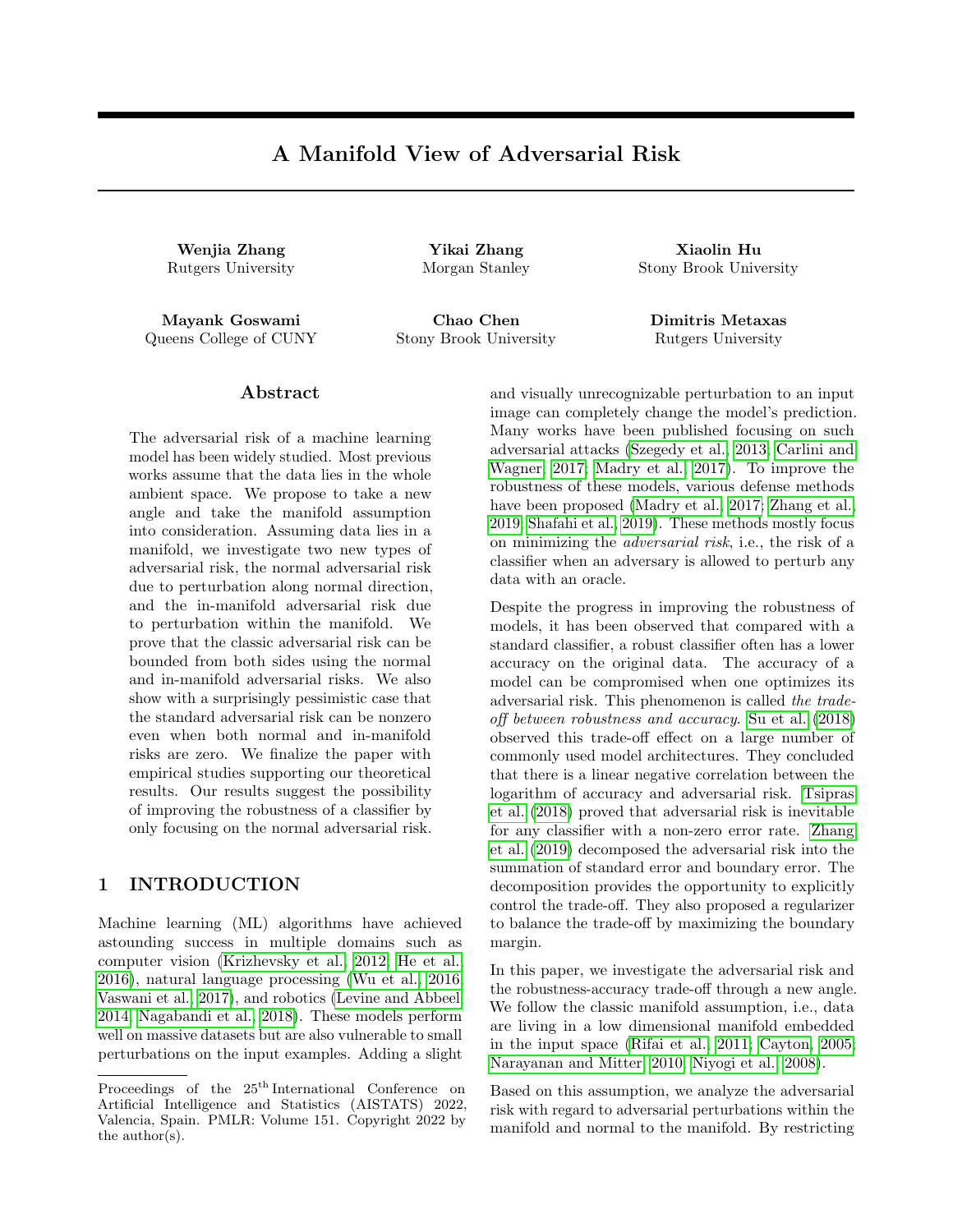# A Manifold View of Adversarial Risk

**Wenjia Zhang**
Rutgers University

**Yikai Zhang**
Morgan Stanley

**Xiaolin Hu**
Stony Brook University

**Mayank Goswami**
Queens College of CUNY

**Chao Chen**
Stony Brook University

**Dimitris Metaxas**
Rutgers University

## Abstract

The adversarial risk of a machine learning model has been widely studied. Most previous works assume that the data lies in the whole ambient space. We propose to take a new angle and take the manifold assumption into consideration. Assuming data lies in a manifold, we investigate two new types of adversarial risk, the normal adversarial risk due to perturbation along normal direction, and the in-manifold adversarial risk due to perturbation within the manifold. We prove that the classic adversarial risk can be bounded from both sides using the normal and in-manifold adversarial risks. We also show with a surprisingly pessimistic case that the standard adversarial risk can be nonzero even when both normal and in-manifold risks are zero. We finalize the paper with empirical studies supporting our theoretical results. Our results suggest the possibility of improving the robustness of a classifier by only focusing on the normal adversarial risk.

## 1 INTRODUCTION

Machine learning (ML) algorithms have achieved astounding success in multiple domains such as computer vision (Krizhevsky et al., 2012; He et al., 2016), natural language processing (Wu et al., 2016; Vaswani et al., 2017), and robotics (Levine and Abbeel, 2014; Nagabandi et al., 2018). These models perform well on massive datasets but are also vulnerable to small perturbations on the input examples. Adding a slight and visually unrecognizable perturbation to an input image can completely change the model's prediction. Many works have been published focusing on such adversarial attacks (Szegedy et al., 2013; Carlini and Wagner, 2017; Madry et al., 2017). To improve the robustness of these models, various defense methods have been proposed (Madry et al., 2017; Zhang et al., 2019; Shafahi et al., 2019). These methods mostly focus on minimizing the *adversarial risk*, i.e., the risk of a classifier when an adversary is allowed to perturb any data with an oracle.

Despite the progress in improving the robustness of models, it has been observed that compared with a standard classifier, a robust classifier often has a lower accuracy on the original data. The accuracy of a model can be compromised when one optimizes its adversarial risk. This phenomenon is called *the trade-off between robustness and accuracy*. Su et al. (2018) observed this trade-off effect on a large number of commonly used model architectures. They concluded that there is a linear negative correlation between the logarithm of accuracy and adversarial risk. Tsipras et al. (2018) proved that adversarial risk is inevitable for any classifier with a non-zero error rate. Zhang et al. (2019) decomposed the adversarial risk into the summation of standard error and boundary error. The decomposition provides the opportunity to explicitly control the trade-off. They also proposed a regularizer to balance the trade-off by maximizing the boundary margin.

In this paper, we investigate the adversarial risk and the robustness-accuracy trade-off through a new angle. We follow the classic manifold assumption, i.e., data are living in a low dimensional manifold embedded in the input space (Rifai et al., 2011; Cayton, 2005; Narayanan and Mitter, 2010; Niyogi et al., 2008).

Based on this assumption, we analyze the adversarial risk with regard to adversarial perturbations within the manifold and normal to the manifold. By restricting

Proceedings of the 25[th] International Conference on Artificial Intelligence and Statistics (AISTATS) 2022, Valencia, Spain. PMLR: Volume 151. Copyright 2022 by the author(s).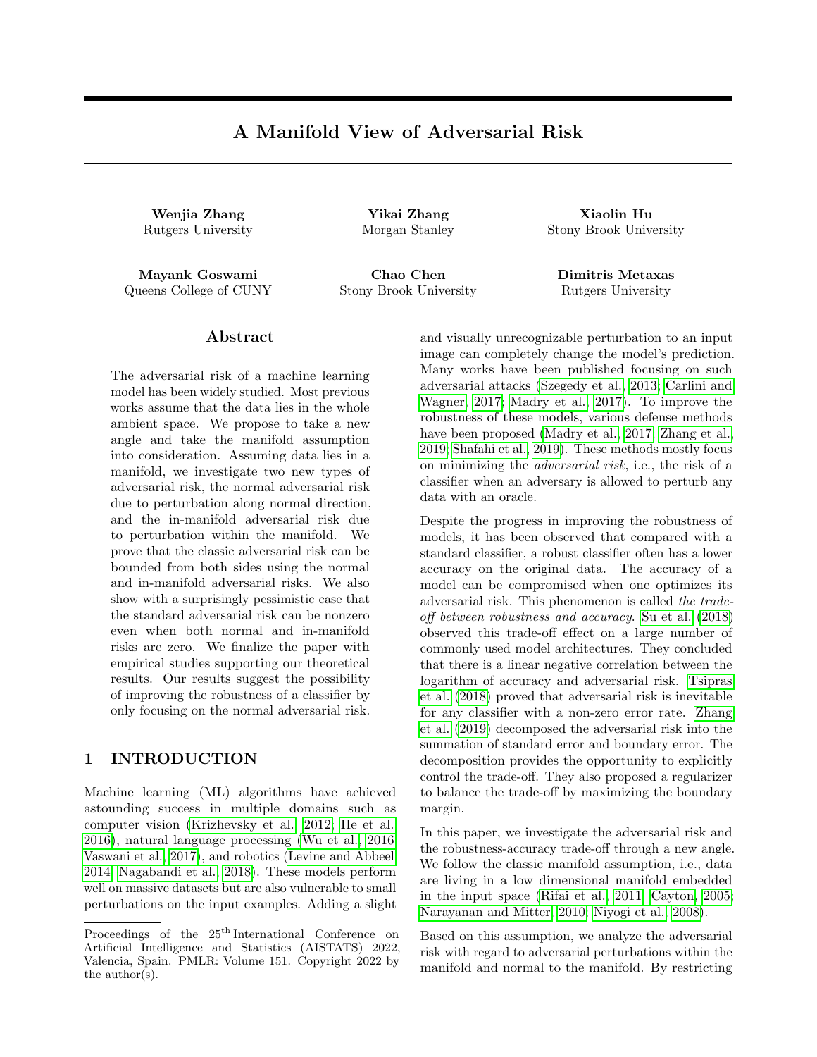# A Manifold View of Adversarial Risk

**Wenjia Zhang**
Rutgers University

**Yikai Zhang**
Morgan Stanley

**Xiaolin Hu**
Stony Brook University

**Mayank Goswami**
Queens College of CUNY

**Chao Chen**
Stony Brook University

**Dimitris Metaxas**
Rutgers University

## Abstract

The adversarial risk of a machine learning model has been widely studied. Most previous works assume that the data lies in the whole ambient space. We propose to take a new angle and take the manifold assumption into consideration. Assuming data lies in a manifold, we investigate two new types of adversarial risk, the normal adversarial risk due to perturbation along normal direction, and the in-manifold adversarial risk due to perturbation within the manifold. We prove that the classic adversarial risk can be bounded from both sides using the normal and in-manifold adversarial risks. We also show with a surprisingly pessimistic case that the standard adversarial risk can be nonzero even when both normal and in-manifold risks are zero. We finalize the paper with empirical studies supporting our theoretical results. Our results suggest the possibility of improving the robustness of a classifier by only focusing on the normal adversarial risk.

## 1 INTRODUCTION

Machine learning (ML) algorithms have achieved astounding success in multiple domains such as computer vision (Krizhevsky et al., 2012; He et al., 2016), natural language processing (Wu et al., 2016; Vaswani et al., 2017), and robotics (Levine and Abbeel, 2014; Nagabandi et al., 2018). These models perform well on massive datasets but are also vulnerable to small perturbations on the input examples. Adding a slight and visually unrecognizable perturbation to an input image can completely change the model's prediction. Many works have been published focusing on such adversarial attacks (Szegedy et al., 2013; Carlini and Wagner, 2017; Madry et al., 2017). To improve the robustness of these models, various defense methods have been proposed (Madry et al., 2017; Zhang et al., 2019; Shafahi et al., 2019). These methods mostly focus on minimizing the *adversarial risk*, i.e., the risk of a classifier when an adversary is allowed to perturb any data with an oracle.

Despite the progress in improving the robustness of models, it has been observed that compared with a standard classifier, a robust classifier often has a lower accuracy on the original data. The accuracy of a model can be compromised when one optimizes its adversarial risk. This phenomenon is called *the trade-off between robustness and accuracy*. Su et al. (2018) observed this trade-off effect on a large number of commonly used model architectures. They concluded that there is a linear negative correlation between the logarithm of accuracy and adversarial risk. Tsipras et al. (2018) proved that adversarial risk is inevitable for any classifier with a non-zero error rate. Zhang et al. (2019) decomposed the adversarial risk into the summation of standard error and boundary error. The decomposition provides the opportunity to explicitly control the trade-off. They also proposed a regularizer to balance the trade-off by maximizing the boundary margin.

In this paper, we investigate the adversarial risk and the robustness-accuracy trade-off through a new angle. We follow the classic manifold assumption, i.e., data are living in a low dimensional manifold embedded in the input space (Rifai et al., 2011; Cayton, 2005; Narayanan and Mitter, 2010; Niyogi et al., 2008).

Based on this assumption, we analyze the adversarial risk with regard to adversarial perturbations within the manifold and normal to the manifold. By restricting

---

Proceedings of the 25[th] International Conference on Artificial Intelligence and Statistics (AISTATS) 2022, Valencia, Spain. PMLR: Volume 151. Copyright 2022 by the author(s).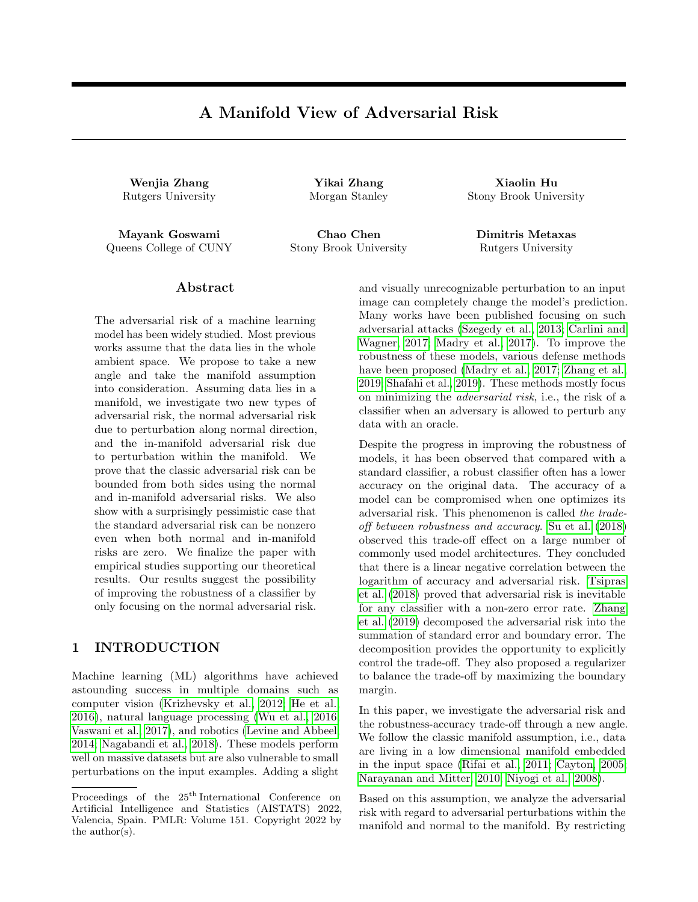# A Manifold View of Adversarial Risk

**Wenjia Zhang**
Rutgers University

**Yikai Zhang**
Morgan Stanley

**Xiaolin Hu**
Stony Brook University

**Mayank Goswami**
Queens College of CUNY

**Chao Chen**
Stony Brook University

**Dimitris Metaxas**
Rutgers University

## Abstract

The adversarial risk of a machine learning model has been widely studied. Most previous works assume that the data lies in the whole ambient space. We propose to take a new angle and take the manifold assumption into consideration. Assuming data lies in a manifold, we investigate two new types of adversarial risk, the normal adversarial risk due to perturbation along normal direction, and the in-manifold adversarial risk due to perturbation within the manifold. We prove that the classic adversarial risk can be bounded from both sides using the normal and in-manifold adversarial risks. We also show with a surprisingly pessimistic case that the standard adversarial risk can be nonzero even when both normal and in-manifold risks are zero. We finalize the paper with empirical studies supporting our theoretical results. Our results suggest the possibility of improving the robustness of a classifier by only focusing on the normal adversarial risk.

## 1 INTRODUCTION

Machine learning (ML) algorithms have achieved astounding success in multiple domains such as computer vision (Krizhevsky et al., 2012; He et al., 2016), natural language processing (Wu et al., 2016; Vaswani et al., 2017), and robotics (Levine and Abbeel, 2014; Nagabandi et al., 2018). These models perform well on massive datasets but are also vulnerable to small perturbations on the input examples. Adding a slight and visually unrecognizable perturbation to an input image can completely change the model's prediction. Many works have been published focusing on such adversarial attacks (Szegedy et al., 2013; Carlini and Wagner, 2017; Madry et al., 2017). To improve the robustness of these models, various defense methods have been proposed (Madry et al., 2017; Zhang et al., 2019; Shafahi et al., 2019). These methods mostly focus on minimizing the *adversarial risk*, i.e., the risk of a classifier when an adversary is allowed to perturb any data with an oracle.

Despite the progress in improving the robustness of models, it has been observed that compared with a standard classifier, a robust classifier often has a lower accuracy on the original data. The accuracy of a model can be compromised when one optimizes its adversarial risk. This phenomenon is called *the trade-off between robustness and accuracy*. Su et al. (2018) observed this trade-off effect on a large number of commonly used model architectures. They concluded that there is a linear negative correlation between the logarithm of accuracy and adversarial risk. Tsipras et al. (2018) proved that adversarial risk is inevitable for any classifier with a non-zero error rate. Zhang et al. (2019) decomposed the adversarial risk into the summation of standard error and boundary error. The decomposition provides the opportunity to explicitly control the trade-off. They also proposed a regularizer to balance the trade-off by maximizing the boundary margin.

In this paper, we investigate the adversarial risk and the robustness-accuracy trade-off through a new angle. We follow the classic manifold assumption, i.e., data are living in a low dimensional manifold embedded in the input space (Rifai et al., 2011; Cayton, 2005; Narayanan and Mitter, 2010; Niyogi et al., 2008).

Based on this assumption, we analyze the adversarial risk with regard to adversarial perturbations within the manifold and normal to the manifold. By restricting

Proceedings of the 25[th] International Conference on Artificial Intelligence and Statistics (AISTATS) 2022, Valencia, Spain. PMLR: Volume 151. Copyright 2022 by the author(s).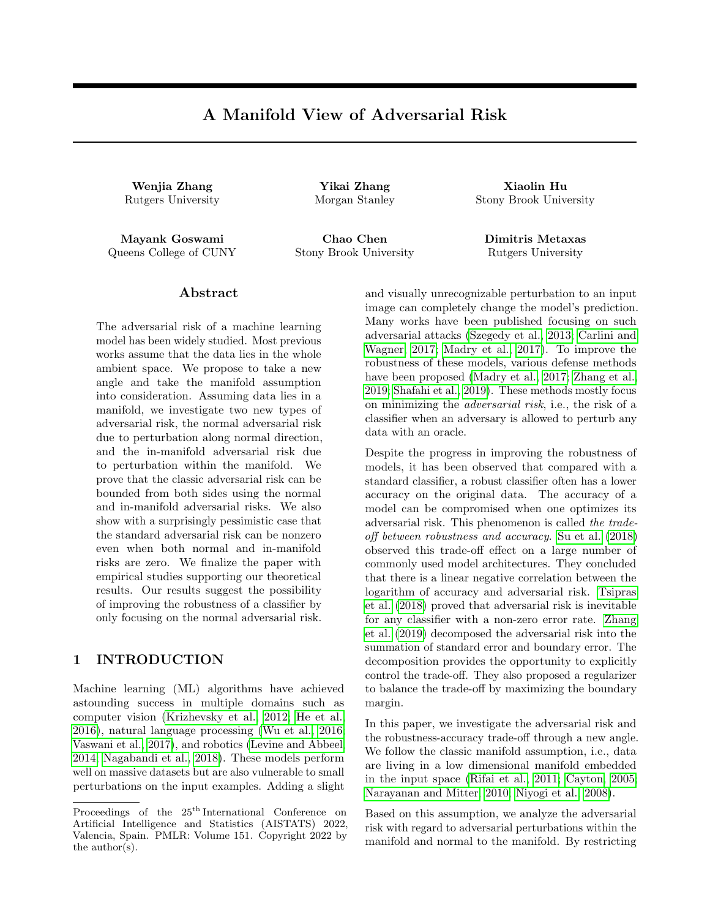# A Manifold View of Adversarial Risk

**Wenjia Zhang**
Rutgers University

**Yikai Zhang**
Morgan Stanley

**Xiaolin Hu**
Stony Brook University

**Mayank Goswami**
Queens College of CUNY

**Chao Chen**
Stony Brook University

**Dimitris Metaxas**
Rutgers University

## Abstract

The adversarial risk of a machine learning model has been widely studied. Most previous works assume that the data lies in the whole ambient space. We propose to take a new angle and take the manifold assumption into consideration. Assuming data lies in a manifold, we investigate two new types of adversarial risk, the normal adversarial risk due to perturbation along normal direction, and the in-manifold adversarial risk due to perturbation within the manifold. We prove that the classic adversarial risk can be bounded from both sides using the normal and in-manifold adversarial risks. We also show with a surprisingly pessimistic case that the standard adversarial risk can be nonzero even when both normal and in-manifold risks are zero. We finalize the paper with empirical studies supporting our theoretical results. Our results suggest the possibility of improving the robustness of a classifier by only focusing on the normal adversarial risk.

## 1 INTRODUCTION

Machine learning (ML) algorithms have achieved astounding success in multiple domains such as computer vision (Krizhevsky et al., 2012; He et al., 2016), natural language processing (Wu et al., 2016; Vaswani et al., 2017), and robotics (Levine and Abbeel, 2014; Nagabandi et al., 2018). These models perform well on massive datasets but are also vulnerable to small perturbations on the input examples. Adding a slight and visually unrecognizable perturbation to an input image can completely change the model's prediction. Many works have been published focusing on such adversarial attacks (Szegedy et al., 2013; Carlini and Wagner, 2017; Madry et al., 2017). To improve the robustness of these models, various defense methods have been proposed (Madry et al., 2017; Zhang et al., 2019; Shafahi et al., 2019). These methods mostly focus on minimizing the *adversarial risk*, i.e., the risk of a classifier when an adversary is allowed to perturb any data with an oracle.

Despite the progress in improving the robustness of models, it has been observed that compared with a standard classifier, a robust classifier often has a lower accuracy on the original data. The accuracy of a model can be compromised when one optimizes its adversarial risk. This phenomenon is called *the trade-off between robustness and accuracy*. Su et al. (2018) observed this trade-off effect on a large number of commonly used model architectures. They concluded that there is a linear negative correlation between the logarithm of accuracy and adversarial risk. Tsipras et al. (2018) proved that adversarial risk is inevitable for any classifier with a non-zero error rate. Zhang et al. (2019) decomposed the adversarial risk into the summation of standard error and boundary error. The decomposition provides the opportunity to explicitly control the trade-off. They also proposed a regularizer to balance the trade-off by maximizing the boundary margin.

In this paper, we investigate the adversarial risk and the robustness-accuracy trade-off through a new angle. We follow the classic manifold assumption, i.e., data are living in a low dimensional manifold embedded in the input space (Rifai et al., 2011; Cayton, 2005; Narayanan and Mitter, 2010; Niyogi et al., 2008).

Based on this assumption, we analyze the adversarial risk with regard to adversarial perturbations within the manifold and normal to the manifold. By restricting

Proceedings of the 25[th] International Conference on Artificial Intelligence and Statistics (AISTATS) 2022, Valencia, Spain. PMLR: Volume 151. Copyright 2022 by the author(s).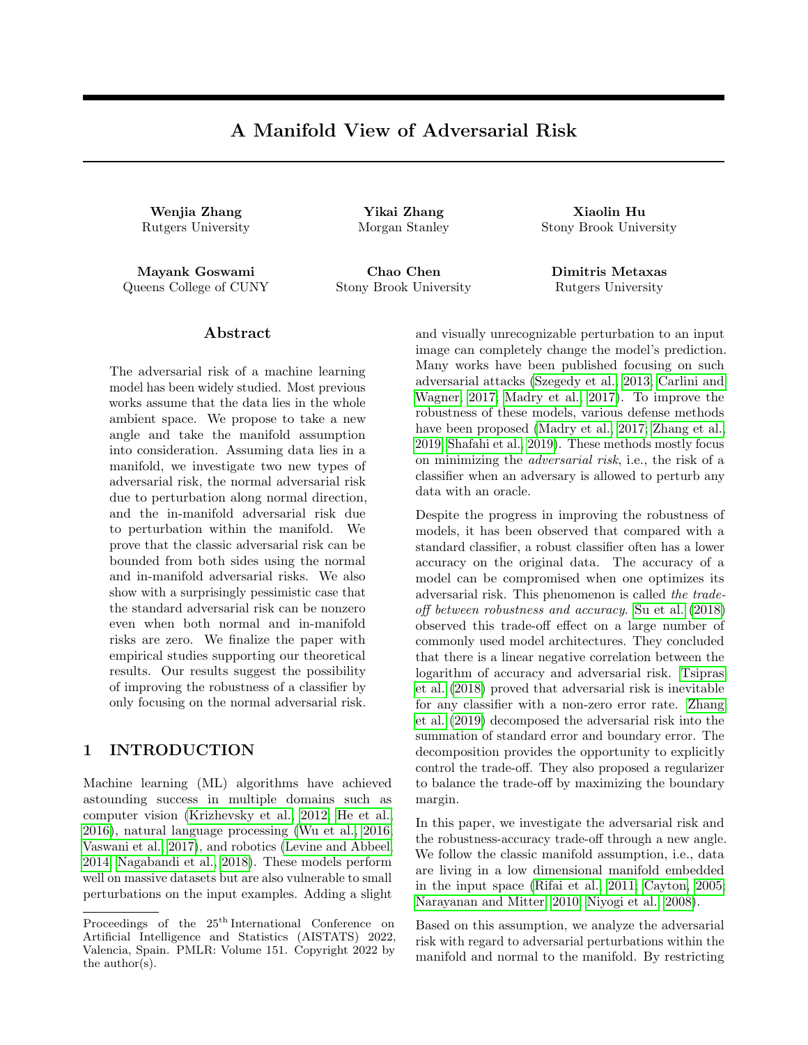# A Manifold View of Adversarial Risk

**Wenjia Zhang**
Rutgers University

**Yikai Zhang**
Morgan Stanley

**Xiaolin Hu**
Stony Brook University

**Mayank Goswami**
Queens College of CUNY

**Chao Chen**
Stony Brook University

**Dimitris Metaxas**
Rutgers University

## Abstract

The adversarial risk of a machine learning model has been widely studied. Most previous works assume that the data lies in the whole ambient space. We propose to take a new angle and take the manifold assumption into consideration. Assuming data lies in a manifold, we investigate two new types of adversarial risk, the normal adversarial risk due to perturbation along normal direction, and the in-manifold adversarial risk due to perturbation within the manifold. We prove that the classic adversarial risk can be bounded from both sides using the normal and in-manifold adversarial risks. We also show with a surprisingly pessimistic case that the standard adversarial risk can be nonzero even when both normal and in-manifold risks are zero. We finalize the paper with empirical studies supporting our theoretical results. Our results suggest the possibility of improving the robustness of a classifier by only focusing on the normal adversarial risk.

## 1 INTRODUCTION

Machine learning (ML) algorithms have achieved astounding success in multiple domains such as computer vision (Krizhevsky et al., 2012; He et al., 2016), natural language processing (Wu et al., 2016; Vaswani et al., 2017), and robotics (Levine and Abbeel, 2014; Nagabandi et al., 2018). These models perform well on massive datasets but are also vulnerable to small perturbations on the input examples. Adding a slight and visually unrecognizable perturbation to an input image can completely change the model's prediction. Many works have been published focusing on such adversarial attacks (Szegedy et al., 2013; Carlini and Wagner, 2017; Madry et al., 2017). To improve the robustness of these models, various defense methods have been proposed (Madry et al., 2017; Zhang et al., 2019; Shafahi et al., 2019). These methods mostly focus on minimizing the *adversarial risk*, i.e., the risk of a classifier when an adversary is allowed to perturb any data with an oracle.

Despite the progress in improving the robustness of models, it has been observed that compared with a standard classifier, a robust classifier often has a lower accuracy on the original data. The accuracy of a model can be compromised when one optimizes its adversarial risk. This phenomenon is called *the trade-off between robustness and accuracy*. Su et al. (2018) observed this trade-off effect on a large number of commonly used model architectures. They concluded that there is a linear negative correlation between the logarithm of accuracy and adversarial risk. Tsipras et al. (2018) proved that adversarial risk is inevitable for any classifier with a non-zero error rate. Zhang et al. (2019) decomposed the adversarial risk into the summation of standard error and boundary error. The decomposition provides the opportunity to explicitly control the trade-off. They also proposed a regularizer to balance the trade-off by maximizing the boundary margin.

In this paper, we investigate the adversarial risk and the robustness-accuracy trade-off through a new angle. We follow the classic manifold assumption, i.e., data are living in a low dimensional manifold embedded in the input space (Rifai et al., 2011; Cayton, 2005; Narayanan and Mitter, 2010; Niyogi et al., 2008).

Based on this assumption, we analyze the adversarial risk with regard to adversarial perturbations within the manifold and normal to the manifold. By restricting

Proceedings of the 25[th] International Conference on Artificial Intelligence and Statistics (AISTATS) 2022, Valencia, Spain. PMLR: Volume 151. Copyright 2022 by the author(s).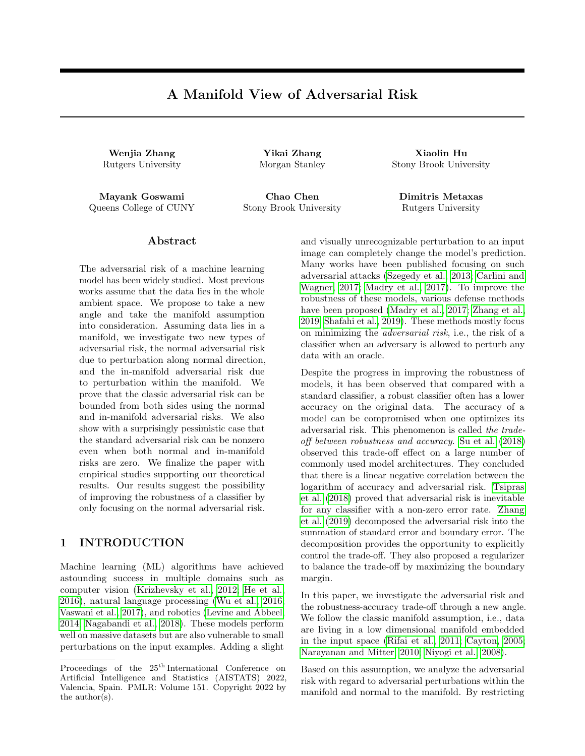# A Manifold View of Adversarial Risk

**Wenjia Zhang**
Rutgers University

**Yikai Zhang**
Morgan Stanley

**Xiaolin Hu**
Stony Brook University

**Mayank Goswami**
Queens College of CUNY

**Chao Chen**
Stony Brook University

**Dimitris Metaxas**
Rutgers University

## Abstract

The adversarial risk of a machine learning model has been widely studied. Most previous works assume that the data lies in the whole ambient space. We propose to take a new angle and take the manifold assumption into consideration. Assuming data lies in a manifold, we investigate two new types of adversarial risk, the normal adversarial risk due to perturbation along normal direction, and the in-manifold adversarial risk due to perturbation within the manifold. We prove that the classic adversarial risk can be bounded from both sides using the normal and in-manifold adversarial risks. We also show with a surprisingly pessimistic case that the standard adversarial risk can be nonzero even when both normal and in-manifold risks are zero. We finalize the paper with empirical studies supporting our theoretical results. Our results suggest the possibility of improving the robustness of a classifier by only focusing on the normal adversarial risk.

## 1 INTRODUCTION

Machine learning (ML) algorithms have achieved astounding success in multiple domains such as computer vision (Krizhevsky et al., 2012; He et al., 2016), natural language processing (Wu et al., 2016; Vaswani et al., 2017), and robotics (Levine and Abbeel, 2014; Nagabandi et al., 2018). These models perform well on massive datasets but are also vulnerable to small perturbations on the input examples. Adding a slight and visually unrecognizable perturbation to an input image can completely change the model's prediction. Many works have been published focusing on such adversarial attacks (Szegedy et al., 2013; Carlini and Wagner, 2017; Madry et al., 2017). To improve the robustness of these models, various defense methods have been proposed (Madry et al., 2017; Zhang et al., 2019; Shafahi et al., 2019). These methods mostly focus on minimizing the *adversarial risk*, i.e., the risk of a classifier when an adversary is allowed to perturb any data with an oracle.

Despite the progress in improving the robustness of models, it has been observed that compared with a standard classifier, a robust classifier often has a lower accuracy on the original data. The accuracy of a model can be compromised when one optimizes its adversarial risk. This phenomenon is called *the trade-off between robustness and accuracy*. Su et al. (2018) observed this trade-off effect on a large number of commonly used model architectures. They concluded that there is a linear negative correlation between the logarithm of accuracy and adversarial risk. Tsipras et al. (2018) proved that adversarial risk is inevitable for any classifier with a non-zero error rate. Zhang et al. (2019) decomposed the adversarial risk into the summation of standard error and boundary error. The decomposition provides the opportunity to explicitly control the trade-off. They also proposed a regularizer to balance the trade-off by maximizing the boundary margin.

In this paper, we investigate the adversarial risk and the robustness-accuracy trade-off through a new angle. We follow the classic manifold assumption, i.e., data are living in a low dimensional manifold embedded in the input space (Rifai et al., 2011; Cayton, 2005; Narayanan and Mitter, 2010; Niyogi et al., 2008).

Based on this assumption, we analyze the adversarial risk with regard to adversarial perturbations within the manifold and normal to the manifold. By restricting

Proceedings of the 25[th] International Conference on Artificial Intelligence and Statistics (AISTATS) 2022, Valencia, Spain. PMLR: Volume 151. Copyright 2022 by the author(s).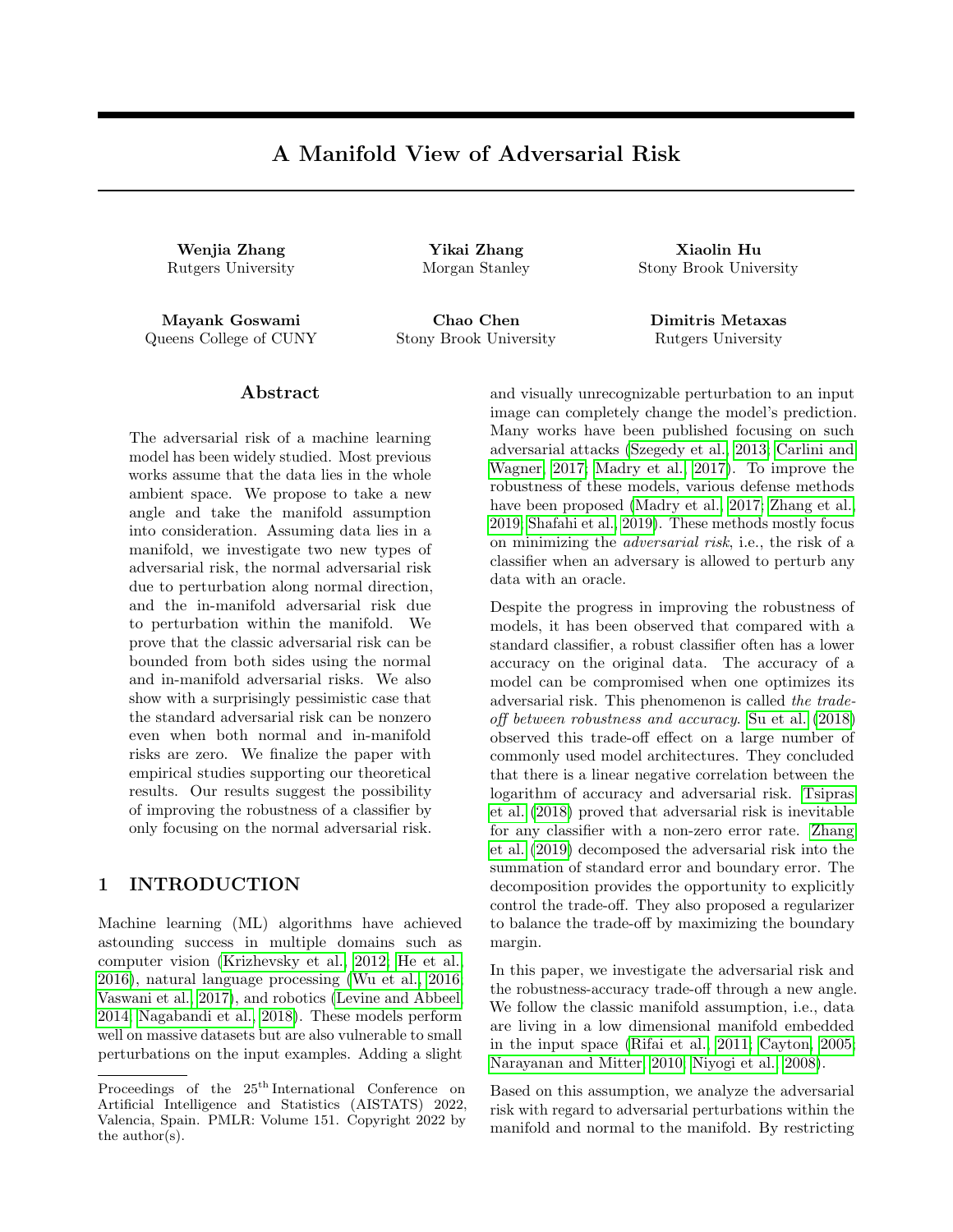# A Manifold View of Adversarial Risk

**Wenjia Zhang**
Rutgers University

**Yikai Zhang**
Morgan Stanley

**Xiaolin Hu**
Stony Brook University

**Mayank Goswami**
Queens College of CUNY

**Chao Chen**
Stony Brook University

**Dimitris Metaxas**
Rutgers University

## Abstract

The adversarial risk of a machine learning model has been widely studied. Most previous works assume that the data lies in the whole ambient space. We propose to take a new angle and take the manifold assumption into consideration. Assuming data lies in a manifold, we investigate two new types of adversarial risk, the normal adversarial risk due to perturbation along normal direction, and the in-manifold adversarial risk due to perturbation within the manifold. We prove that the classic adversarial risk can be bounded from both sides using the normal and in-manifold adversarial risks. We also show with a surprisingly pessimistic case that the standard adversarial risk can be nonzero even when both normal and in-manifold risks are zero. We finalize the paper with empirical studies supporting our theoretical results. Our results suggest the possibility of improving the robustness of a classifier by only focusing on the normal adversarial risk.

## 1 INTRODUCTION

Machine learning (ML) algorithms have achieved astounding success in multiple domains such as computer vision (Krizhevsky et al., 2012; He et al., 2016), natural language processing (Wu et al., 2016; Vaswani et al., 2017), and robotics (Levine and Abbeel, 2014; Nagabandi et al., 2018). These models perform well on massive datasets but are also vulnerable to small perturbations on the input examples. Adding a slight and visually unrecognizable perturbation to an input image can completely change the model's prediction. Many works have been published focusing on such adversarial attacks (Szegedy et al., 2013; Carlini and Wagner, 2017; Madry et al., 2017). To improve the robustness of these models, various defense methods have been proposed (Madry et al., 2017; Zhang et al., 2019; Shafahi et al., 2019). These methods mostly focus on minimizing the *adversarial risk*, i.e., the risk of a classifier when an adversary is allowed to perturb any data with an oracle.

Despite the progress in improving the robustness of models, it has been observed that compared with a standard classifier, a robust classifier often has a lower accuracy on the original data. The accuracy of a model can be compromised when one optimizes its adversarial risk. This phenomenon is called *the trade-off between robustness and accuracy*. Su et al. (2018) observed this trade-off effect on a large number of commonly used model architectures. They concluded that there is a linear negative correlation between the logarithm of accuracy and adversarial risk. Tsipras et al. (2018) proved that adversarial risk is inevitable for any classifier with a non-zero error rate. Zhang et al. (2019) decomposed the adversarial risk into the summation of standard error and boundary error. The decomposition provides the opportunity to explicitly control the trade-off. They also proposed a regularizer to balance the trade-off by maximizing the boundary margin.

In this paper, we investigate the adversarial risk and the robustness-accuracy trade-off through a new angle. We follow the classic manifold assumption, i.e., data are living in a low dimensional manifold embedded in the input space (Rifai et al., 2011; Cayton, 2005; Narayanan and Mitter, 2010; Niyogi et al., 2008).

Based on this assumption, we analyze the adversarial risk with regard to adversarial perturbations within the manifold and normal to the manifold. By restricting

Proceedings of the 25[th] International Conference on Artificial Intelligence and Statistics (AISTATS) 2022, Valencia, Spain. PMLR: Volume 151. Copyright 2022 by the author(s).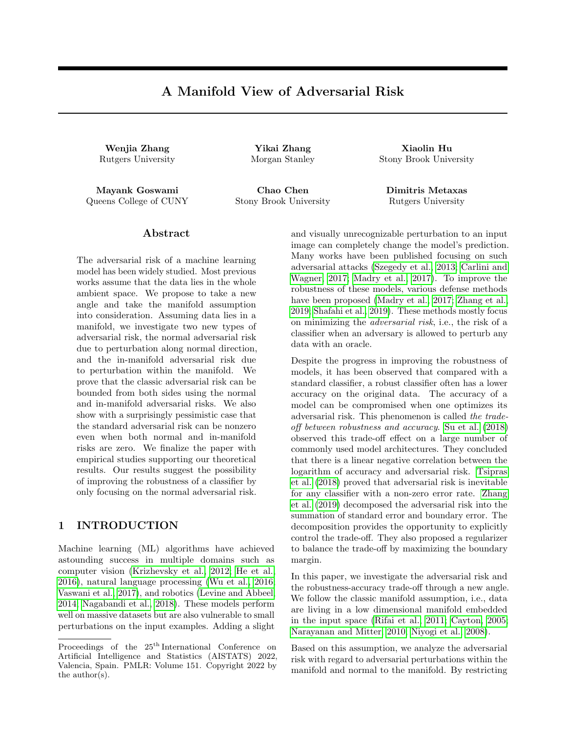# A Manifold View of Adversarial Risk

**Wenjia Zhang**
Rutgers University

**Yikai Zhang**
Morgan Stanley

**Xiaolin Hu**
Stony Brook University

**Mayank Goswami**
Queens College of CUNY

**Chao Chen**
Stony Brook University

**Dimitris Metaxas**
Rutgers University

## Abstract

The adversarial risk of a machine learning model has been widely studied. Most previous works assume that the data lies in the whole ambient space. We propose to take a new angle and take the manifold assumption into consideration. Assuming data lies in a manifold, we investigate two new types of adversarial risk, the normal adversarial risk due to perturbation along normal direction, and the in-manifold adversarial risk due to perturbation within the manifold. We prove that the classic adversarial risk can be bounded from both sides using the normal and in-manifold adversarial risks. We also show with a surprisingly pessimistic case that the standard adversarial risk can be nonzero even when both normal and in-manifold risks are zero. We finalize the paper with empirical studies supporting our theoretical results. Our results suggest the possibility of improving the robustness of a classifier by only focusing on the normal adversarial risk.

## 1 INTRODUCTION

Machine learning (ML) algorithms have achieved astounding success in multiple domains such as computer vision (Krizhevsky et al., 2012; He et al., 2016), natural language processing (Wu et al., 2016; Vaswani et al., 2017), and robotics (Levine and Abbeel, 2014; Nagabandi et al., 2018). These models perform well on massive datasets but are also vulnerable to small perturbations on the input examples. Adding a slight and visually unrecognizable perturbation to an input image can completely change the model's prediction. Many works have been published focusing on such adversarial attacks (Szegedy et al., 2013; Carlini and Wagner, 2017; Madry et al., 2017). To improve the robustness of these models, various defense methods have been proposed (Madry et al., 2017; Zhang et al., 2019; Shafahi et al., 2019). These methods mostly focus on minimizing the *adversarial risk*, i.e., the risk of a classifier when an adversary is allowed to perturb any data with an oracle.

Despite the progress in improving the robustness of models, it has been observed that compared with a standard classifier, a robust classifier often has a lower accuracy on the original data. The accuracy of a model can be compromised when one optimizes its adversarial risk. This phenomenon is called *the trade-off between robustness and accuracy*. Su et al. (2018) observed this trade-off effect on a large number of commonly used model architectures. They concluded that there is a linear negative correlation between the logarithm of accuracy and adversarial risk. Tsipras et al. (2018) proved that adversarial risk is inevitable for any classifier with a non-zero error rate. Zhang et al. (2019) decomposed the adversarial risk into the summation of standard error and boundary error. The decomposition provides the opportunity to explicitly control the trade-off. They also proposed a regularizer to balance the trade-off by maximizing the boundary margin.

In this paper, we investigate the adversarial risk and the robustness-accuracy trade-off through a new angle. We follow the classic manifold assumption, i.e., data are living in a low dimensional manifold embedded in the input space (Rifai et al., 2011; Cayton, 2005; Narayanan and Mitter, 2010; Niyogi et al., 2008).

Based on this assumption, we analyze the adversarial risk with regard to adversarial perturbations within the manifold and normal to the manifold. By restricting

Proceedings of the 25[th] International Conference on Artificial Intelligence and Statistics (AISTATS) 2022, Valencia, Spain. PMLR: Volume 151. Copyright 2022 by the author(s).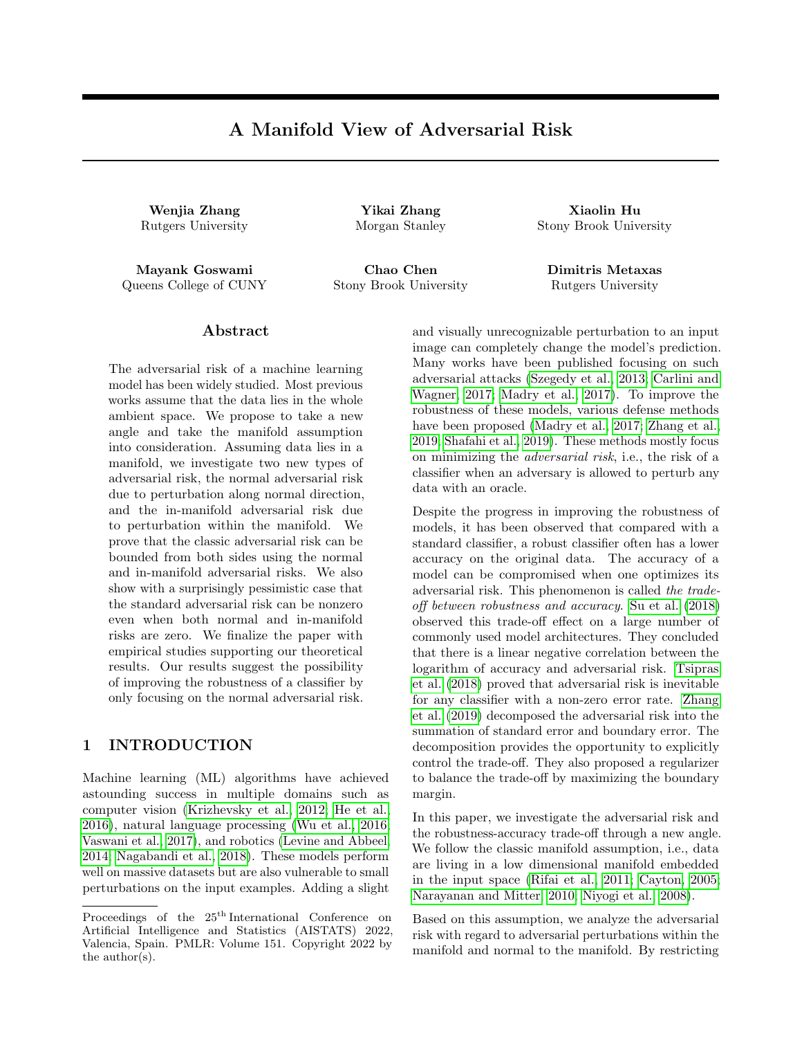# A Manifold View of Adversarial Risk

**Wenjia Zhang**
Rutgers University

**Yikai Zhang**
Morgan Stanley

**Xiaolin Hu**
Stony Brook University

**Mayank Goswami**
Queens College of CUNY

**Chao Chen**
Stony Brook University

**Dimitris Metaxas**
Rutgers University

## Abstract

The adversarial risk of a machine learning model has been widely studied. Most previous works assume that the data lies in the whole ambient space. We propose to take a new angle and take the manifold assumption into consideration. Assuming data lies in a manifold, we investigate two new types of adversarial risk, the normal adversarial risk due to perturbation along normal direction, and the in-manifold adversarial risk due to perturbation within the manifold. We prove that the classic adversarial risk can be bounded from both sides using the normal and in-manifold adversarial risks. We also show with a surprisingly pessimistic case that the standard adversarial risk can be nonzero even when both normal and in-manifold risks are zero. We finalize the paper with empirical studies supporting our theoretical results. Our results suggest the possibility of improving the robustness of a classifier by only focusing on the normal adversarial risk.

## 1 INTRODUCTION

Machine learning (ML) algorithms have achieved astounding success in multiple domains such as computer vision (Krizhevsky et al., 2012; He et al., 2016), natural language processing (Wu et al., 2016; Vaswani et al., 2017), and robotics (Levine and Abbeel, 2014; Nagabandi et al., 2018). These models perform well on massive datasets but are also vulnerable to small perturbations on the input examples. Adding a slight and visually unrecognizable perturbation to an input image can completely change the model's prediction. Many works have been published focusing on such adversarial attacks (Szegedy et al., 2013; Carlini and Wagner, 2017; Madry et al., 2017). To improve the robustness of these models, various defense methods have been proposed (Madry et al., 2017; Zhang et al., 2019; Shafahi et al., 2019). These methods mostly focus on minimizing the *adversarial risk*, i.e., the risk of a classifier when an adversary is allowed to perturb any data with an oracle.

Despite the progress in improving the robustness of models, it has been observed that compared with a standard classifier, a robust classifier often has a lower accuracy on the original data. The accuracy of a model can be compromised when one optimizes its adversarial risk. This phenomenon is called *the trade-off between robustness and accuracy*. Su et al. (2018) observed this trade-off effect on a large number of commonly used model architectures. They concluded that there is a linear negative correlation between the logarithm of accuracy and adversarial risk. Tsipras et al. (2018) proved that adversarial risk is inevitable for any classifier with a non-zero error rate. Zhang et al. (2019) decomposed the adversarial risk into the summation of standard error and boundary error. The decomposition provides the opportunity to explicitly control the trade-off. They also proposed a regularizer to balance the trade-off by maximizing the boundary margin.

In this paper, we investigate the adversarial risk and the robustness-accuracy trade-off through a new angle. We follow the classic manifold assumption, i.e., data are living in a low dimensional manifold embedded in the input space (Rifai et al., 2011; Cayton, 2005; Narayanan and Mitter, 2010; Niyogi et al., 2008).

Based on this assumption, we analyze the adversarial risk with regard to adversarial perturbations within the manifold and normal to the manifold. By restricting

Proceedings of the 25[th] International Conference on Artificial Intelligence and Statistics (AISTATS) 2022, Valencia, Spain. PMLR: Volume 151. Copyright 2022 by the author(s).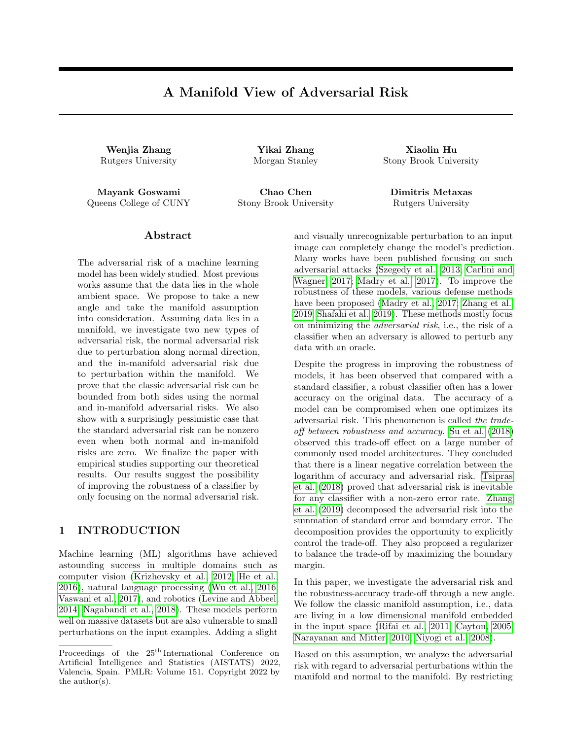# A Manifold View of Adversarial Risk

**Wenjia Zhang**
Rutgers University

**Yikai Zhang**
Morgan Stanley

**Xiaolin Hu**
Stony Brook University

**Mayank Goswami**
Queens College of CUNY

**Chao Chen**
Stony Brook University

**Dimitris Metaxas**
Rutgers University

## Abstract

The adversarial risk of a machine learning model has been widely studied. Most previous works assume that the data lies in the whole ambient space. We propose to take a new angle and take the manifold assumption into consideration. Assuming data lies in a manifold, we investigate two new types of adversarial risk, the normal adversarial risk due to perturbation along normal direction, and the in-manifold adversarial risk due to perturbation within the manifold. We prove that the classic adversarial risk can be bounded from both sides using the normal and in-manifold adversarial risks. We also show with a surprisingly pessimistic case that the standard adversarial risk can be nonzero even when both normal and in-manifold risks are zero. We finalize the paper with empirical studies supporting our theoretical results. Our results suggest the possibility of improving the robustness of a classifier by only focusing on the normal adversarial risk.

## 1 INTRODUCTION

Machine learning (ML) algorithms have achieved astounding success in multiple domains such as computer vision (Krizhevsky et al., 2012; He et al., 2016), natural language processing (Wu et al., 2016; Vaswani et al., 2017), and robotics (Levine and Abbeel, 2014; Nagabandi et al., 2018). These models perform well on massive datasets but are also vulnerable to small perturbations on the input examples. Adding a slight and visually unrecognizable perturbation to an input image can completely change the model's prediction. Many works have been published focusing on such adversarial attacks (Szegedy et al., 2013; Carlini and Wagner, 2017; Madry et al., 2017). To improve the robustness of these models, various defense methods have been proposed (Madry et al., 2017; Zhang et al., 2019; Shafahi et al., 2019). These methods mostly focus on minimizing the *adversarial risk*, i.e., the risk of a classifier when an adversary is allowed to perturb any data with an oracle.

Despite the progress in improving the robustness of models, it has been observed that compared with a standard classifier, a robust classifier often has a lower accuracy on the original data. The accuracy of a model can be compromised when one optimizes its adversarial risk. This phenomenon is called *the trade-off between robustness and accuracy*. Su et al. (2018) observed this trade-off effect on a large number of commonly used model architectures. They concluded that there is a linear negative correlation between the logarithm of accuracy and adversarial risk. Tsipras et al. (2018) proved that adversarial risk is inevitable for any classifier with a non-zero error rate. Zhang et al. (2019) decomposed the adversarial risk into the summation of standard error and boundary error. The decomposition provides the opportunity to explicitly control the trade-off. They also proposed a regularizer to balance the trade-off by maximizing the boundary margin.

In this paper, we investigate the adversarial risk and the robustness-accuracy trade-off through a new angle. We follow the classic manifold assumption, i.e., data are living in a low dimensional manifold embedded in the input space (Rifai et al., 2011; Cayton, 2005; Narayanan and Mitter, 2010; Niyogi et al., 2008).

Based on this assumption, we analyze the adversarial risk with regard to adversarial perturbations within the manifold and normal to the manifold. By restricting

Proceedings of the 25[th] International Conference on Artificial Intelligence and Statistics (AISTATS) 2022, Valencia, Spain. PMLR: Volume 151. Copyright 2022 by the author(s).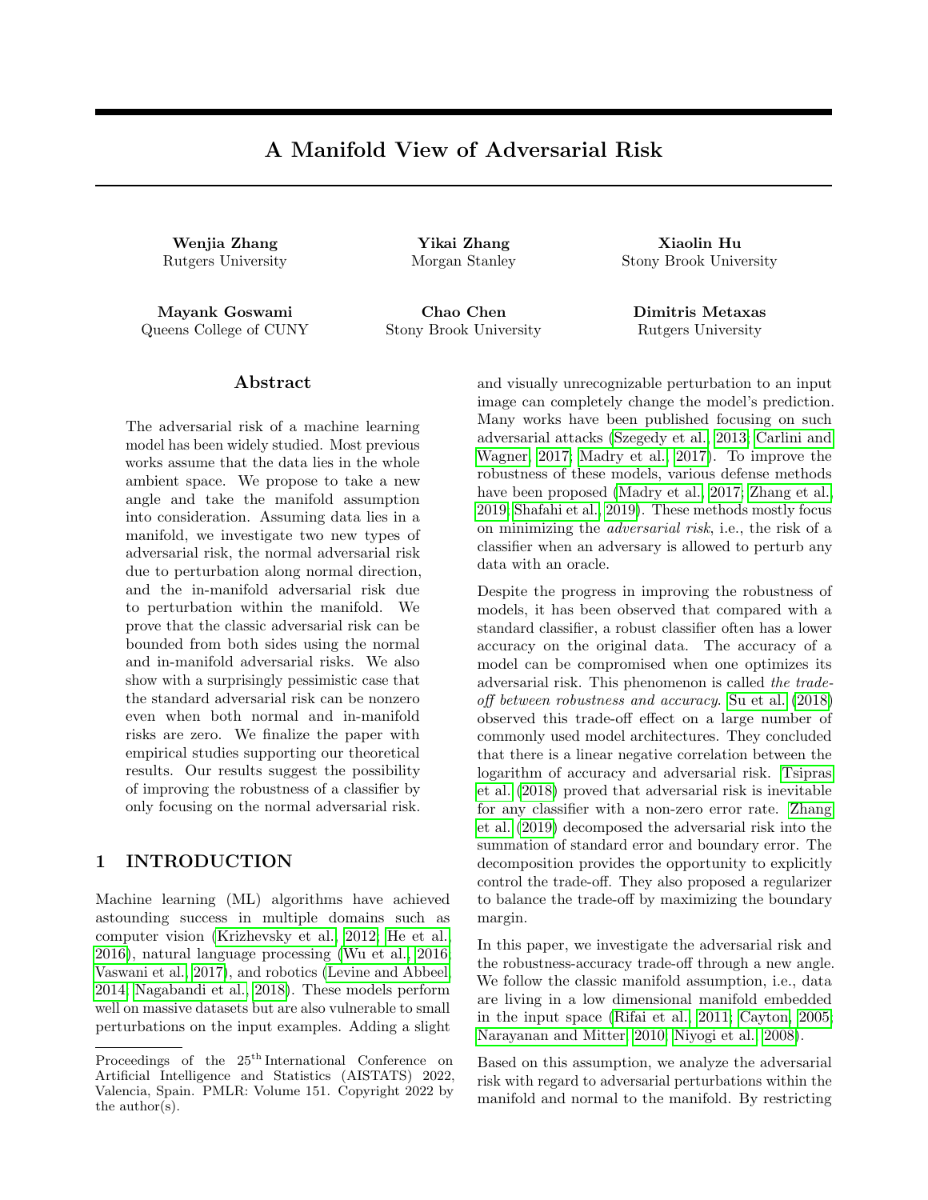# A Manifold View of Adversarial Risk

**Wenjia Zhang**
Rutgers University

**Yikai Zhang**
Morgan Stanley

**Xiaolin Hu**
Stony Brook University

**Mayank Goswami**
Queens College of CUNY

**Chao Chen**
Stony Brook University

**Dimitris Metaxas**
Rutgers University

## Abstract

The adversarial risk of a machine learning model has been widely studied. Most previous works assume that the data lies in the whole ambient space. We propose to take a new angle and take the manifold assumption into consideration. Assuming data lies in a manifold, we investigate two new types of adversarial risk, the normal adversarial risk due to perturbation along normal direction, and the in-manifold adversarial risk due to perturbation within the manifold. We prove that the classic adversarial risk can be bounded from both sides using the normal and in-manifold adversarial risks. We also show with a surprisingly pessimistic case that the standard adversarial risk can be nonzero even when both normal and in-manifold risks are zero. We finalize the paper with empirical studies supporting our theoretical results. Our results suggest the possibility of improving the robustness of a classifier by only focusing on the normal adversarial risk.

## 1 INTRODUCTION

Machine learning (ML) algorithms have achieved astounding success in multiple domains such as computer vision (Krizhevsky et al., 2012; He et al., 2016), natural language processing (Wu et al., 2016; Vaswani et al., 2017), and robotics (Levine and Abbeel, 2014; Nagabandi et al., 2018). These models perform well on massive datasets but are also vulnerable to small perturbations on the input examples. Adding a slight and visually unrecognizable perturbation to an input image can completely change the model's prediction. Many works have been published focusing on such adversarial attacks (Szegedy et al., 2013; Carlini and Wagner, 2017; Madry et al., 2017). To improve the robustness of these models, various defense methods have been proposed (Madry et al., 2017; Zhang et al., 2019; Shafahi et al., 2019). These methods mostly focus on minimizing the *adversarial risk*, i.e., the risk of a classifier when an adversary is allowed to perturb any data with an oracle.

Despite the progress in improving the robustness of models, it has been observed that compared with a standard classifier, a robust classifier often has a lower accuracy on the original data. The accuracy of a model can be compromised when one optimizes its adversarial risk. This phenomenon is called *the trade-off between robustness and accuracy*. Su et al. (2018) observed this trade-off effect on a large number of commonly used model architectures. They concluded that there is a linear negative correlation between the logarithm of accuracy and adversarial risk. Tsipras et al. (2018) proved that adversarial risk is inevitable for any classifier with a non-zero error rate. Zhang et al. (2019) decomposed the adversarial risk into the summation of standard error and boundary error. The decomposition provides the opportunity to explicitly control the trade-off. They also proposed a regularizer to balance the trade-off by maximizing the boundary margin.

In this paper, we investigate the adversarial risk and the robustness-accuracy trade-off through a new angle. We follow the classic manifold assumption, i.e., data are living in a low dimensional manifold embedded in the input space (Rifai et al., 2011; Cayton, 2005; Narayanan and Mitter, 2010; Niyogi et al., 2008).

Based on this assumption, we analyze the adversarial risk with regard to adversarial perturbations within the manifold and normal to the manifold. By restricting

Proceedings of the 25[th] International Conference on Artificial Intelligence and Statistics (AISTATS) 2022, Valencia, Spain. PMLR: Volume 151. Copyright 2022 by the author(s).